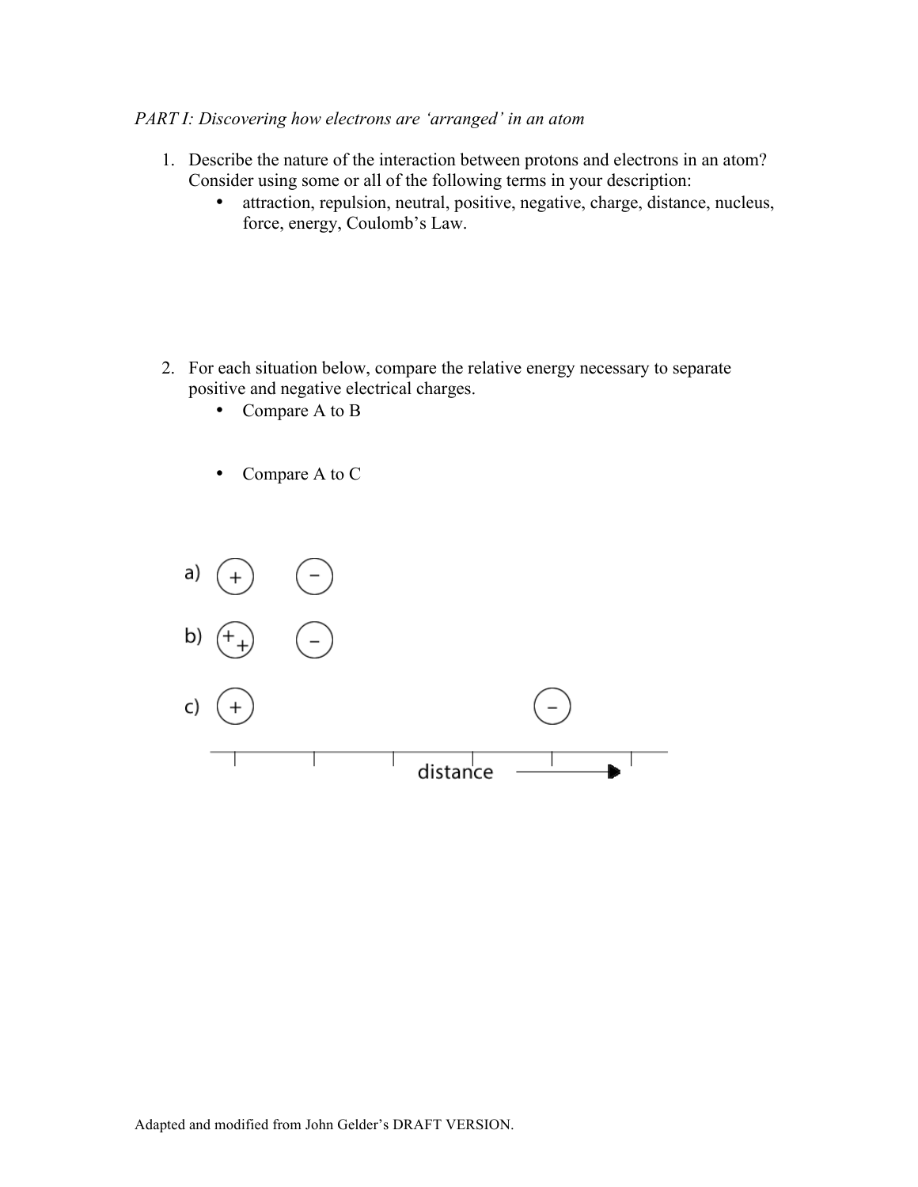*PART I: Discovering how electrons are 'arranged' in an atom*

1. Describe the nature of the interaction between protons and electrons in an atom? Consider using some or all of the following terms in your description:
   - attraction, repulsion, neutral, positive, negative, charge, distance, nucleus, force, energy, Coulomb's Law.

2. For each situation below, compare the relative energy necessary to separate positive and negative electrical charges.
   - Compare A to B
   - Compare A to C

a) (+) (−)

b) (++) (−)

c) (+) (−)

distance →

Adapted and modified from John Gelder's DRAFT VERSION.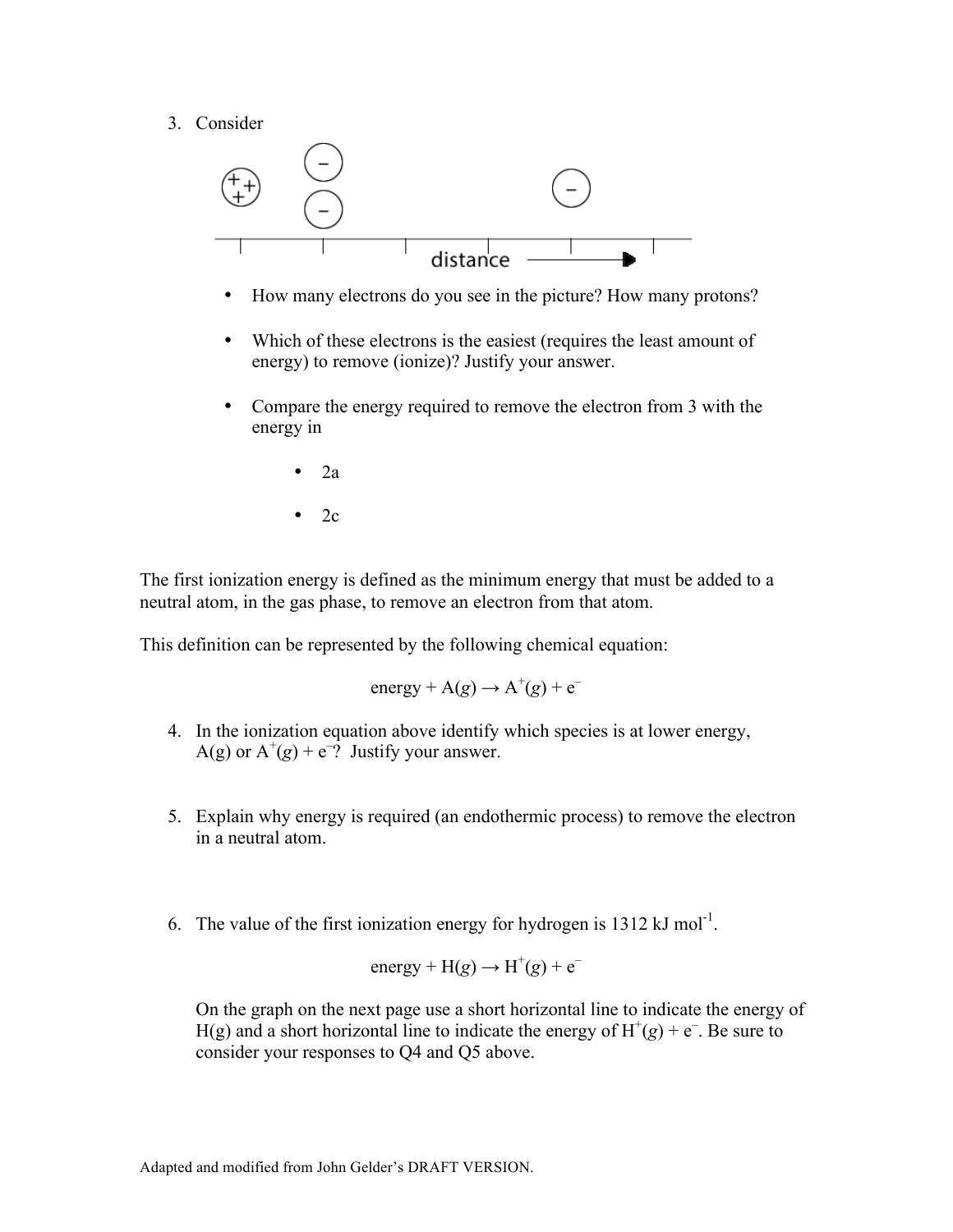3. Consider

   - How many electrons do you see in the picture? How many protons?

   - Which of these electrons is the easiest (requires the least amount of energy) to remove (ionize)? Justify your answer.

   - Compare the energy required to remove the electron from 3 with the energy in

     - 2a

     - 2c

The first ionization energy is defined as the minimum energy that must be added to a neutral atom, in the gas phase, to remove an electron from that atom.

This definition can be represented by the following chemical equation:

$$\text{energy} + A(g) \rightarrow A^{+}(g) + e^{-}$$

4. In the ionization equation above identify which species is at lower energy, $A(g)$ or $A^{+}(g) + e^{-}$? Justify your answer.

5. Explain why energy is required (an endothermic process) to remove the electron in a neutral atom.

6. The value of the first ionization energy for hydrogen is 1312 kJ mol$^{-1}$.

$$\text{energy} + H(g) \rightarrow H^{+}(g) + e^{-}$$

   On the graph on the next page use a short horizontal line to indicate the energy of $H(g)$ and a short horizontal line to indicate the energy of $H^{+}(g) + e^{-}$. Be sure to consider your responses to Q4 and Q5 above.

Adapted and modified from John Gelder's DRAFT VERSION.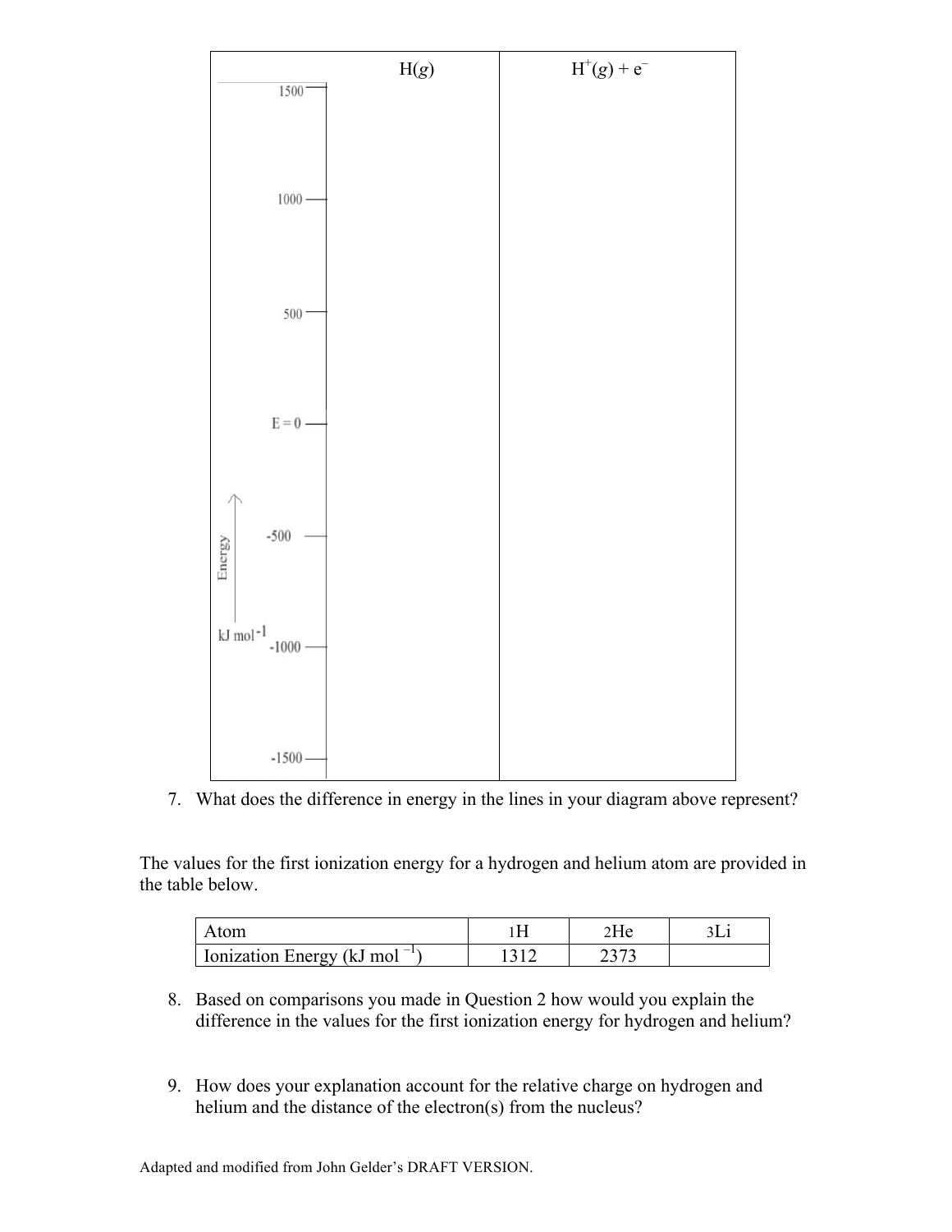| Energy (kJ $mol^{-1}$) | H($g$) | $H^{+}$($g$) + $e^{-}$ |
|---|---|---|
| 1500 | | |
| 1000 | | |
| 500 | | |
| E = 0 | | |
| -500 | | |
| -1000 | | |
| -1500 | | |

7. What does the difference in energy in the lines in your diagram above represent?

The values for the first ionization energy for a hydrogen and helium atom are provided in the table below.

| Atom | 1H | 2He | 3Li |
|---|---|---|---|
| Ionization Energy (kJ $mol^{-1}$) | 1312 | 2373 | |

8. Based on comparisons you made in Question 2 how would you explain the difference in the values for the first ionization energy for hydrogen and helium?

9. How does your explanation account for the relative charge on hydrogen and helium and the distance of the electron(s) from the nucleus?

Adapted and modified from John Gelder's DRAFT VERSION.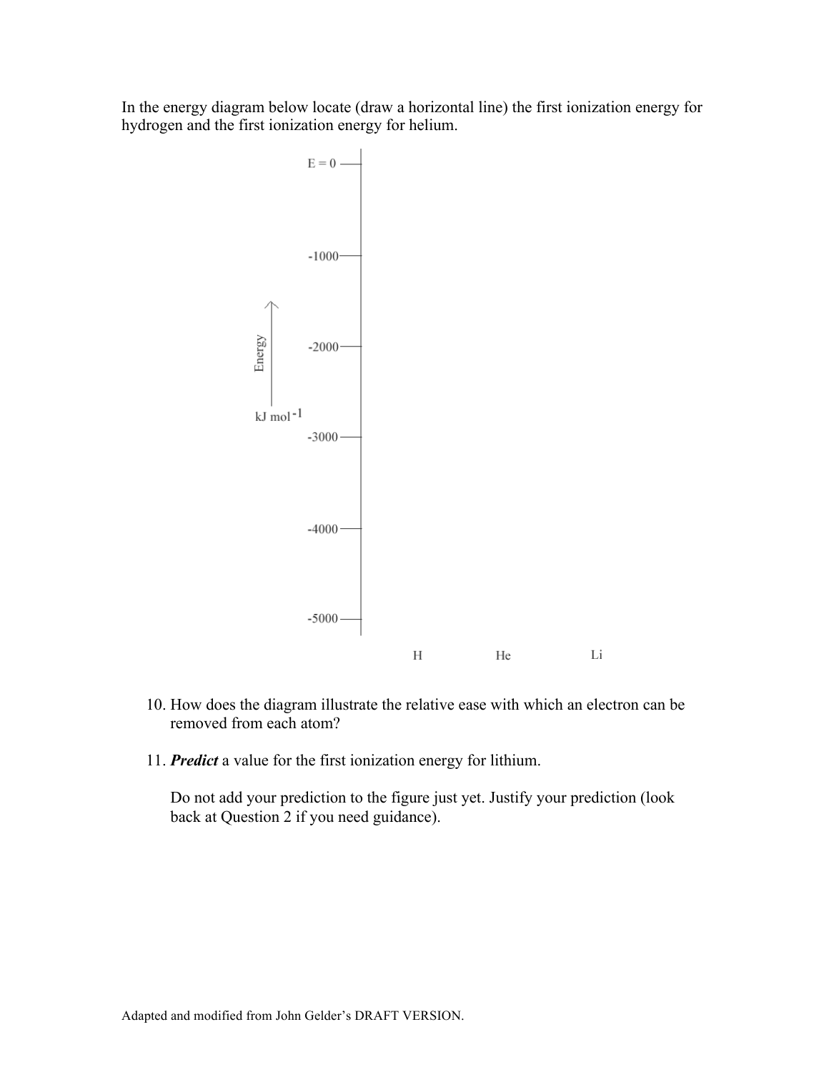In the energy diagram below locate (draw a horizontal line) the first ionization energy for hydrogen and the first ionization energy for helium.

Energy

kJ mol$^{-1}$

E = 0

-1000

-2000

-3000

-4000

-5000

H He Li

10. How does the diagram illustrate the relative ease with which an electron can be removed from each atom?

11. ***Predict*** a value for the first ionization energy for lithium.

    Do not add your prediction to the figure just yet. Justify your prediction (look back at Question 2 if you need guidance).

Adapted and modified from John Gelder's DRAFT VERSION.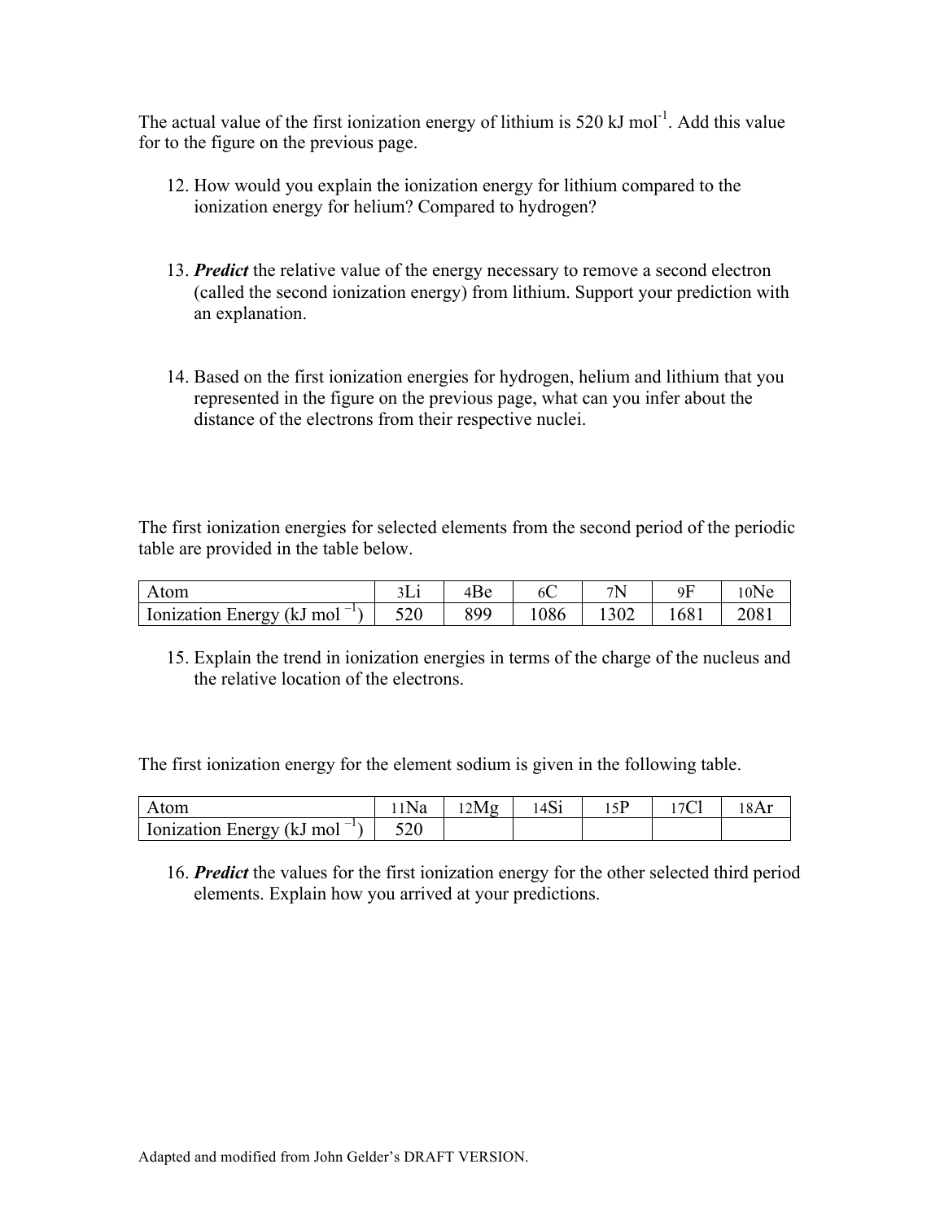The actual value of the first ionization energy of lithium is 520 kJ mol$^{-1}$. Add this value for to the figure on the previous page.

12. How would you explain the ionization energy for lithium compared to the ionization energy for helium? Compared to hydrogen?

13. ***Predict*** the relative value of the energy necessary to remove a second electron (called the second ionization energy) from lithium. Support your prediction with an explanation.

14. Based on the first ionization energies for hydrogen, helium and lithium that you represented in the figure on the previous page, what can you infer about the distance of the electrons from their respective nuclei.

The first ionization energies for selected elements from the second period of the periodic table are provided in the table below.

| Atom | $_{3}$Li | $_{4}$Be | $_{6}$C | $_{7}$N | $_{9}$F | $_{10}$Ne |
|---|---|---|---|---|---|---|
| Ionization Energy (kJ mol $^{-1}$) | 520 | 899 | 1086 | 1302 | 1681 | 2081 |

15. Explain the trend in ionization energies in terms of the charge of the nucleus and the relative location of the electrons.

The first ionization energy for the element sodium is given in the following table.

| Atom | $_{11}$Na | $_{12}$Mg | $_{14}$Si | $_{15}$P | $_{17}$Cl | $_{18}$Ar |
|---|---|---|---|---|---|---|
| Ionization Energy (kJ mol $^{-1}$) | 520 | | | | | |

16. ***Predict*** the values for the first ionization energy for the other selected third period elements. Explain how you arrived at your predictions.

Adapted and modified from John Gelder's DRAFT VERSION.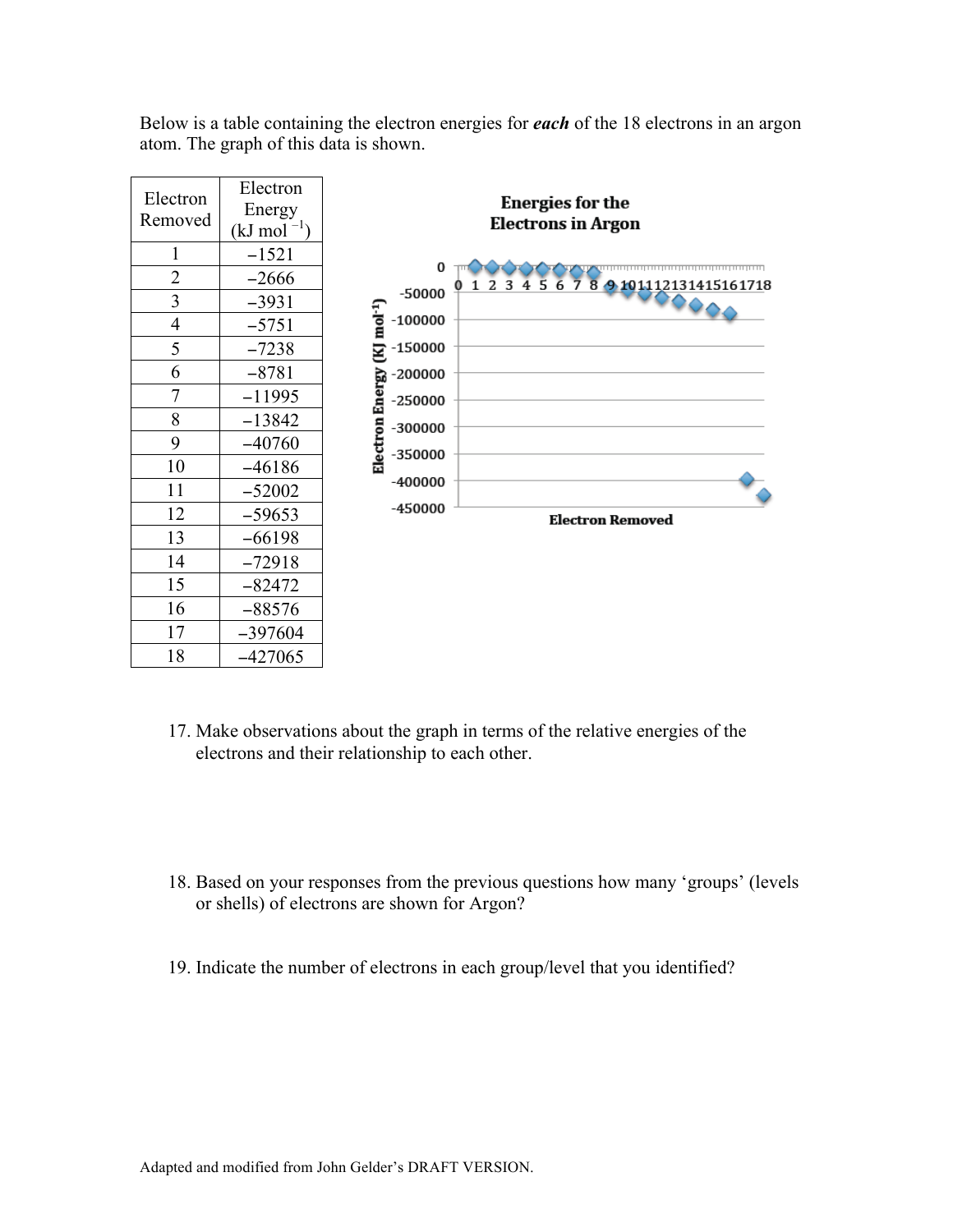Below is a table containing the electron energies for ***each*** of the 18 electrons in an argon atom. The graph of this data is shown.

| Electron Removed | Electron Energy (kJ mol $^{-1}$) |
|---|---|
| 1 | −1521 |
| 2 | −2666 |
| 3 | −3931 |
| 4 | −5751 |
| 5 | −7238 |
| 6 | −8781 |
| 7 | −11995 |
| 8 | −13842 |
| 9 | −40760 |
| 10 | −46186 |
| 11 | −52002 |
| 12 | −59653 |
| 13 | −66198 |
| 14 | −72918 |
| 15 | −82472 |
| 16 | −88576 |
| 17 | −397604 |
| 18 | −427065 |

17. Make observations about the graph in terms of the relative energies of the electrons and their relationship to each other.

18. Based on your responses from the previous questions how many 'groups' (levels or shells) of electrons are shown for Argon?

19. Indicate the number of electrons in each group/level that you identified?

Adapted and modified from John Gelder's DRAFT VERSION.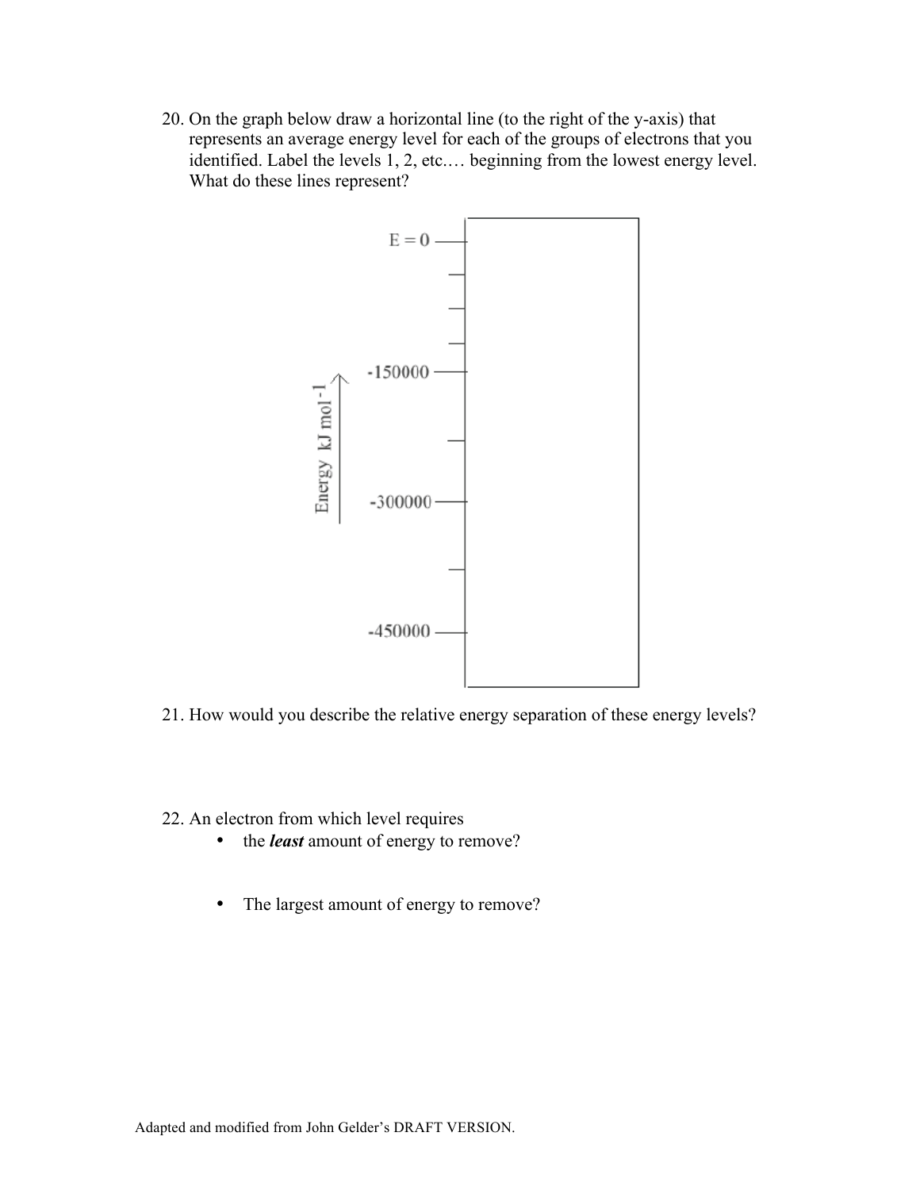20. On the graph below draw a horizontal line (to the right of the y-axis) that represents an average energy level for each of the groups of electrons that you identified. Label the levels 1, 2, etc.… beginning from the lowest energy level. What do these lines represent?

E = 0

-150000

-300000

-450000

Energy kJ mol$^{-1}$

21. How would you describe the relative energy separation of these energy levels?

22. An electron from which level requires
    - the ***least*** amount of energy to remove?
    - The largest amount of energy to remove?

Adapted and modified from John Gelder's DRAFT VERSION.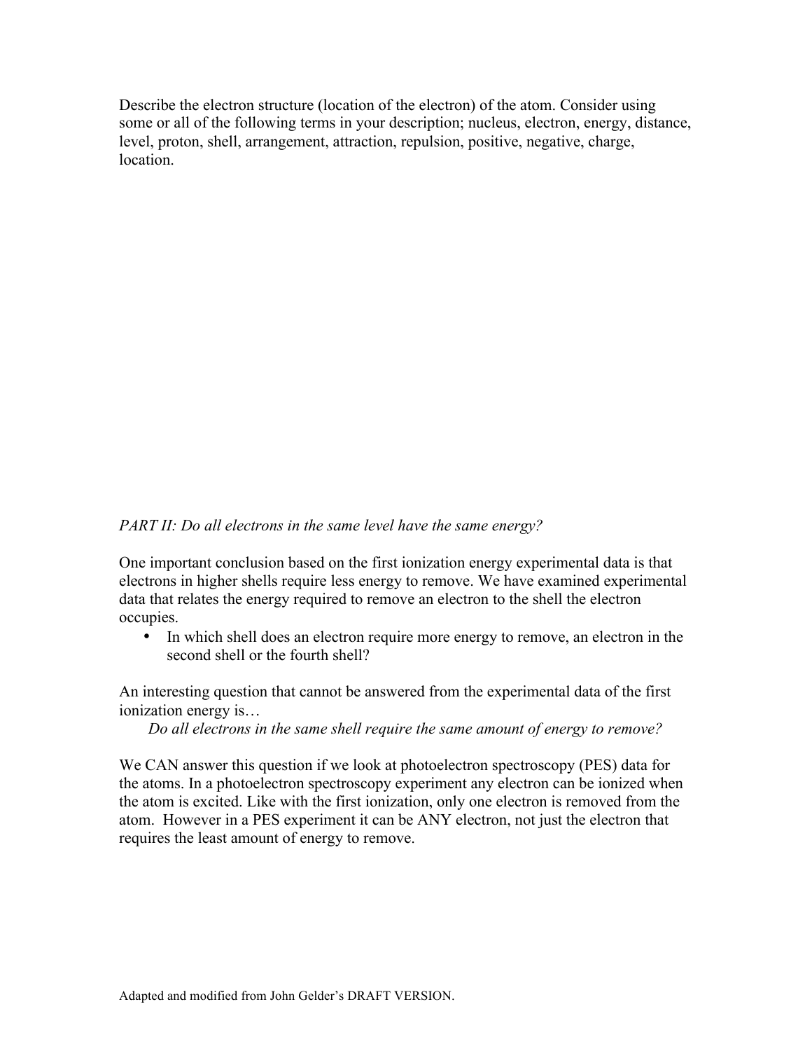Describe the electron structure (location of the electron) of the atom. Consider using some or all of the following terms in your description; nucleus, electron, energy, distance, level, proton, shell, arrangement, attraction, repulsion, positive, negative, charge, location.

*PART II: Do all electrons in the same level have the same energy?*

One important conclusion based on the first ionization energy experimental data is that electrons in higher shells require less energy to remove. We have examined experimental data that relates the energy required to remove an electron to the shell the electron occupies.

- In which shell does an electron require more energy to remove, an electron in the second shell or the fourth shell?

An interesting question that cannot be answered from the experimental data of the first ionization energy is…

*Do all electrons in the same shell require the same amount of energy to remove?*

We CAN answer this question if we look at photoelectron spectroscopy (PES) data for the atoms. In a photoelectron spectroscopy experiment any electron can be ionized when the atom is excited. Like with the first ionization, only one electron is removed from the atom. However in a PES experiment it can be ANY electron, not just the electron that requires the least amount of energy to remove.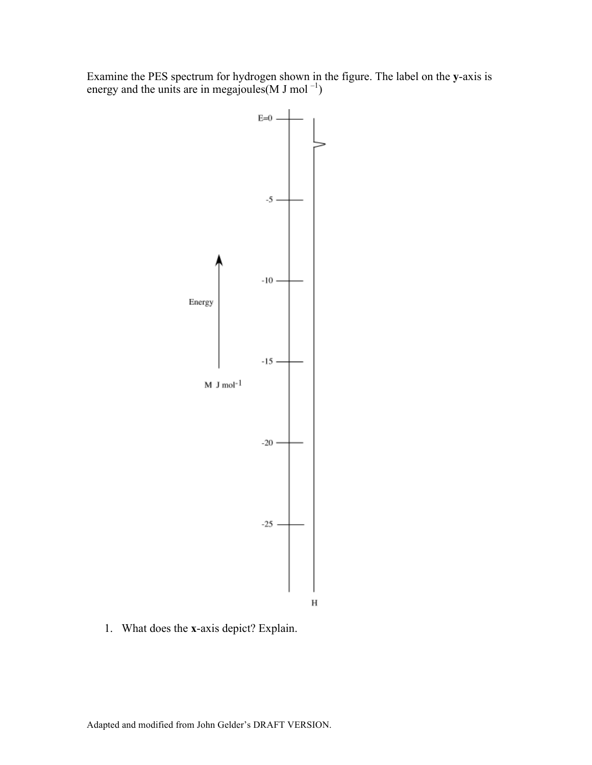Examine the PES spectrum for hydrogen shown in the figure. The label on the **y**-axis is energy and the units are in megajoules($M\ J\ mol^{-1}$)

E=0

-5

-10

-15

-20

-25

Energy

M J mol-1

H

1. What does the **x**-axis depict? Explain.

Adapted and modified from John Gelder's DRAFT VERSION.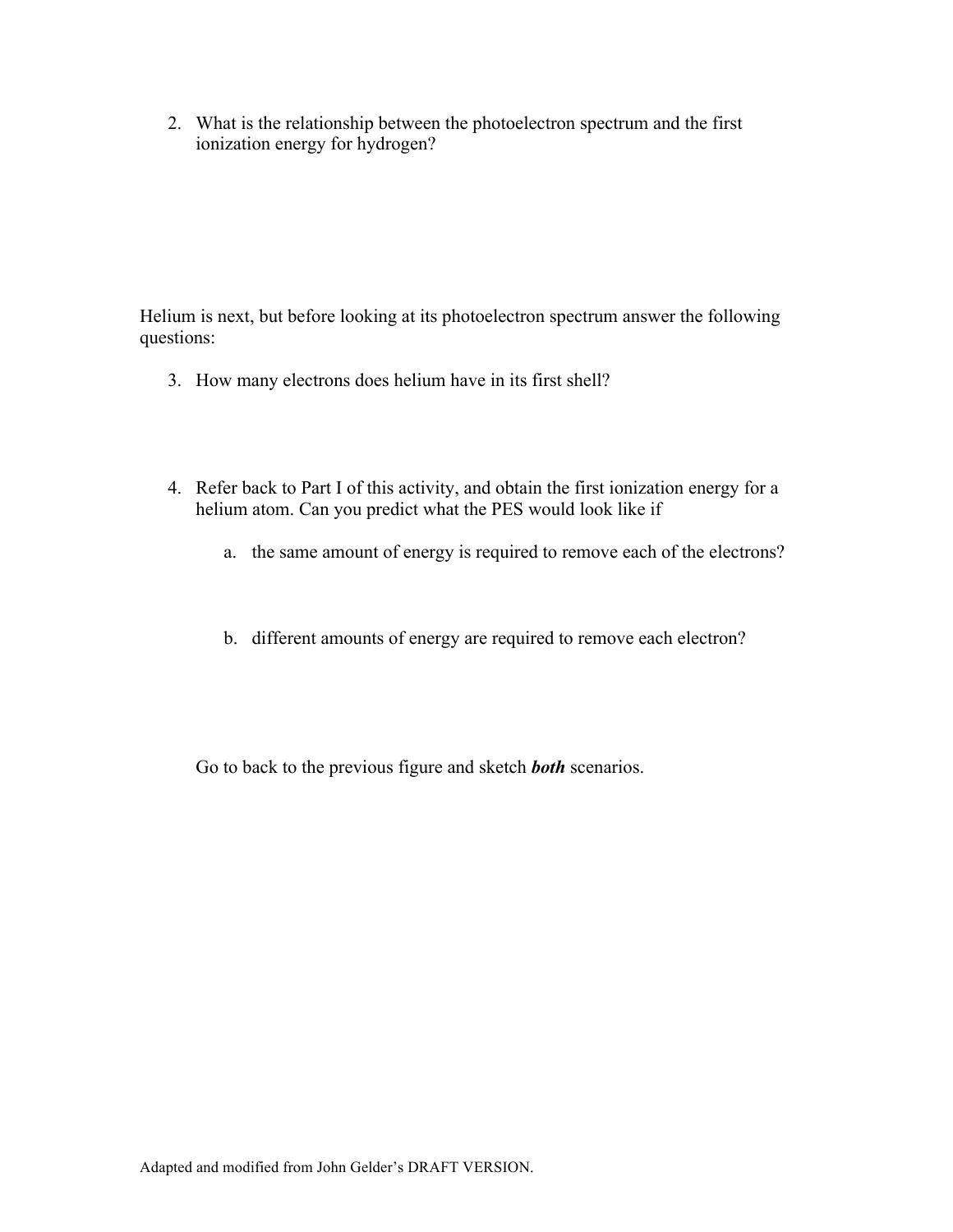2. What is the relationship between the photoelectron spectrum and the first ionization energy for hydrogen?

Helium is next, but before looking at its photoelectron spectrum answer the following questions:

3. How many electrons does helium have in its first shell?

4. Refer back to Part I of this activity, and obtain the first ionization energy for a helium atom. Can you predict what the PES would look like if

   a. the same amount of energy is required to remove each of the electrons?

   b. different amounts of energy are required to remove each electron?

   Go to back to the previous figure and sketch ***both*** scenarios.

Adapted and modified from John Gelder's DRAFT VERSION.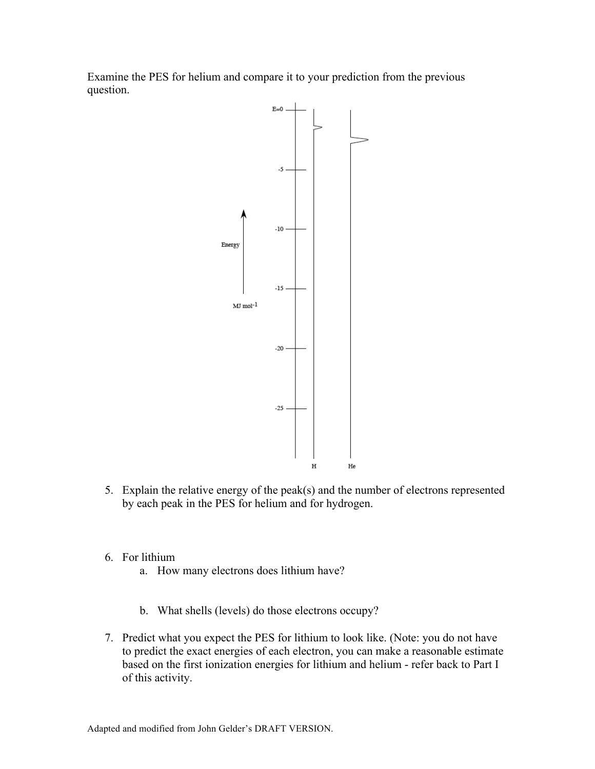Examine the PES for helium and compare it to your prediction from the previous question.

5. Explain the relative energy of the peak(s) and the number of electrons represented by each peak in the PES for helium and for hydrogen.

6. For lithium
   a. How many electrons does lithium have?

   b. What shells (levels) do those electrons occupy?

7. Predict what you expect the PES for lithium to look like. (Note: you do not have to predict the exact energies of each electron, you can make a reasonable estimate based on the first ionization energies for lithium and helium - refer back to Part I of this activity.

Adapted and modified from John Gelder's DRAFT VERSION.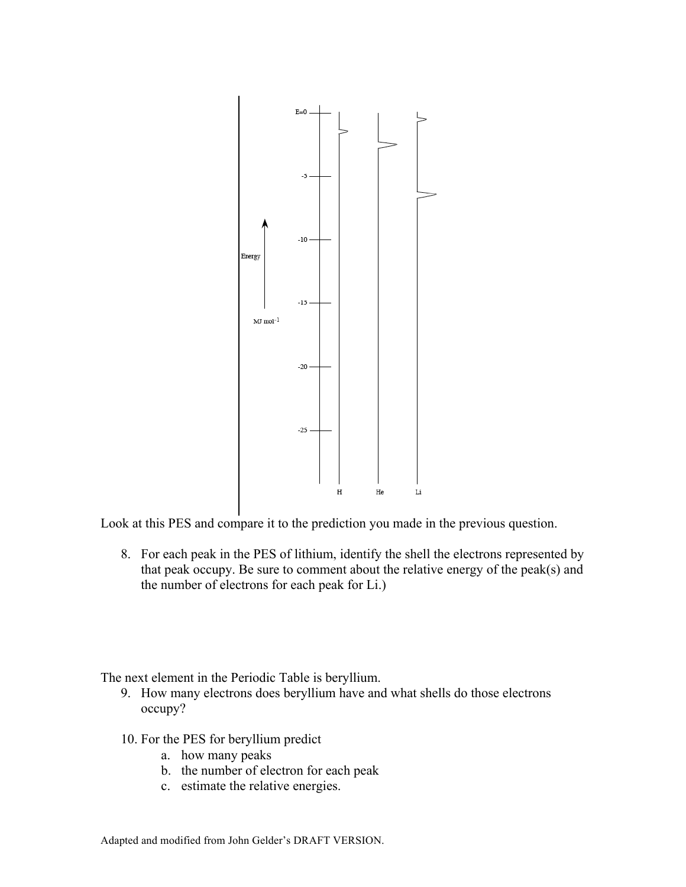Look at this PES and compare it to the prediction you made in the previous question.

8. For each peak in the PES of lithium, identify the shell the electrons represented by that peak occupy. Be sure to comment about the relative energy of the peak(s) and the number of electrons for each peak for Li.)

The next element in the Periodic Table is beryllium.

9. How many electrons does beryllium have and what shells do those electrons occupy?

10. For the PES for beryllium predict
    a. how many peaks
    b. the number of electron for each peak
    c. estimate the relative energies.

Adapted and modified from John Gelder's DRAFT VERSION.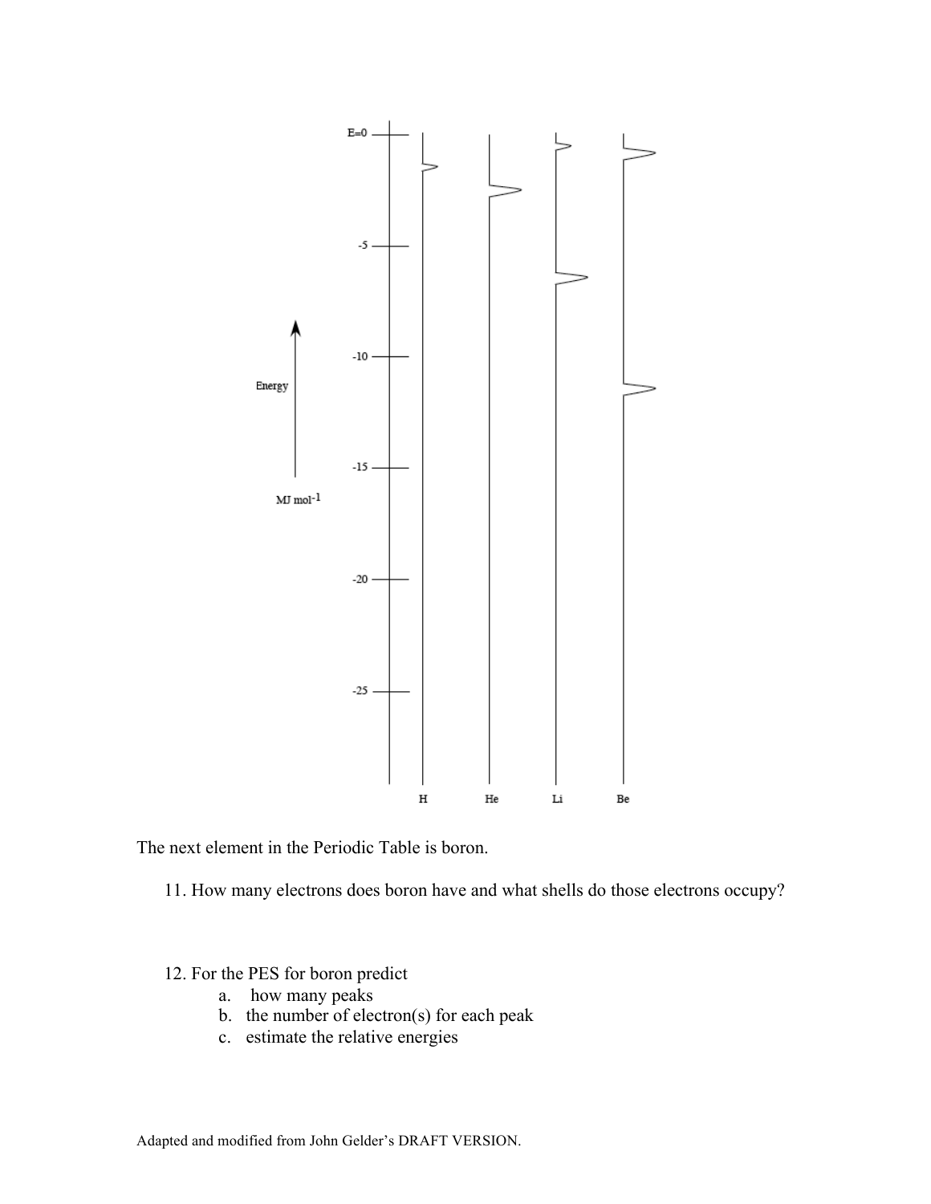The next element in the Periodic Table is boron.

11. How many electrons does boron have and what shells do those electrons occupy?

12. For the PES for boron predict
    a. how many peaks
    b. the number of electron(s) for each peak
    c. estimate the relative energies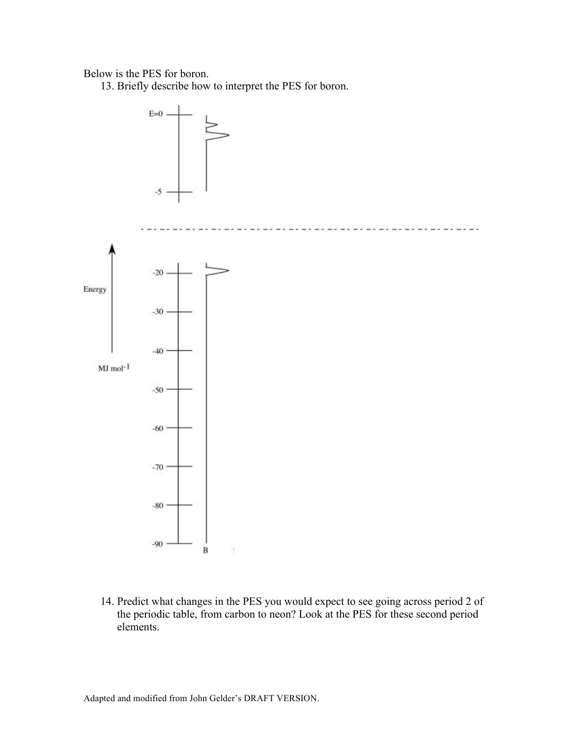Below is the PES for boron.

13. Briefly describe how to interpret the PES for boron.

14. Predict what changes in the PES you would expect to see going across period 2 of the periodic table, from carbon to neon? Look at the PES for these second period elements.

Adapted and modified from John Gelder's DRAFT VERSION.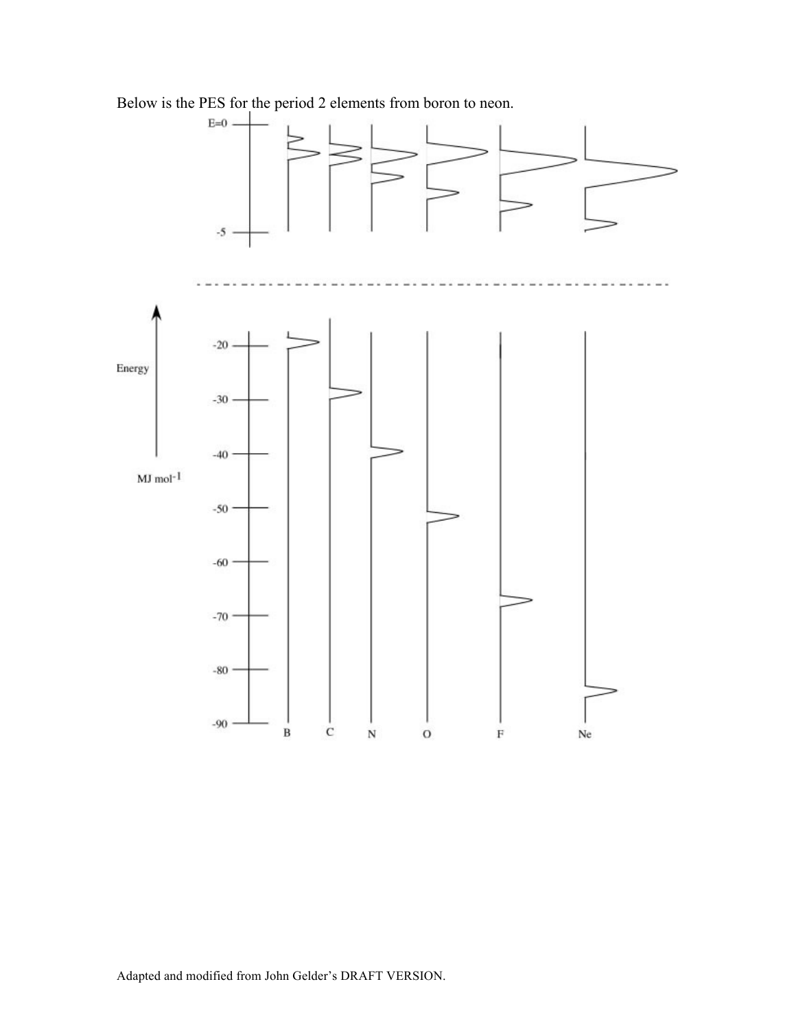Below is the PES for the period 2 elements from boron to neon.

Adapted and modified from John Gelder's DRAFT VERSION.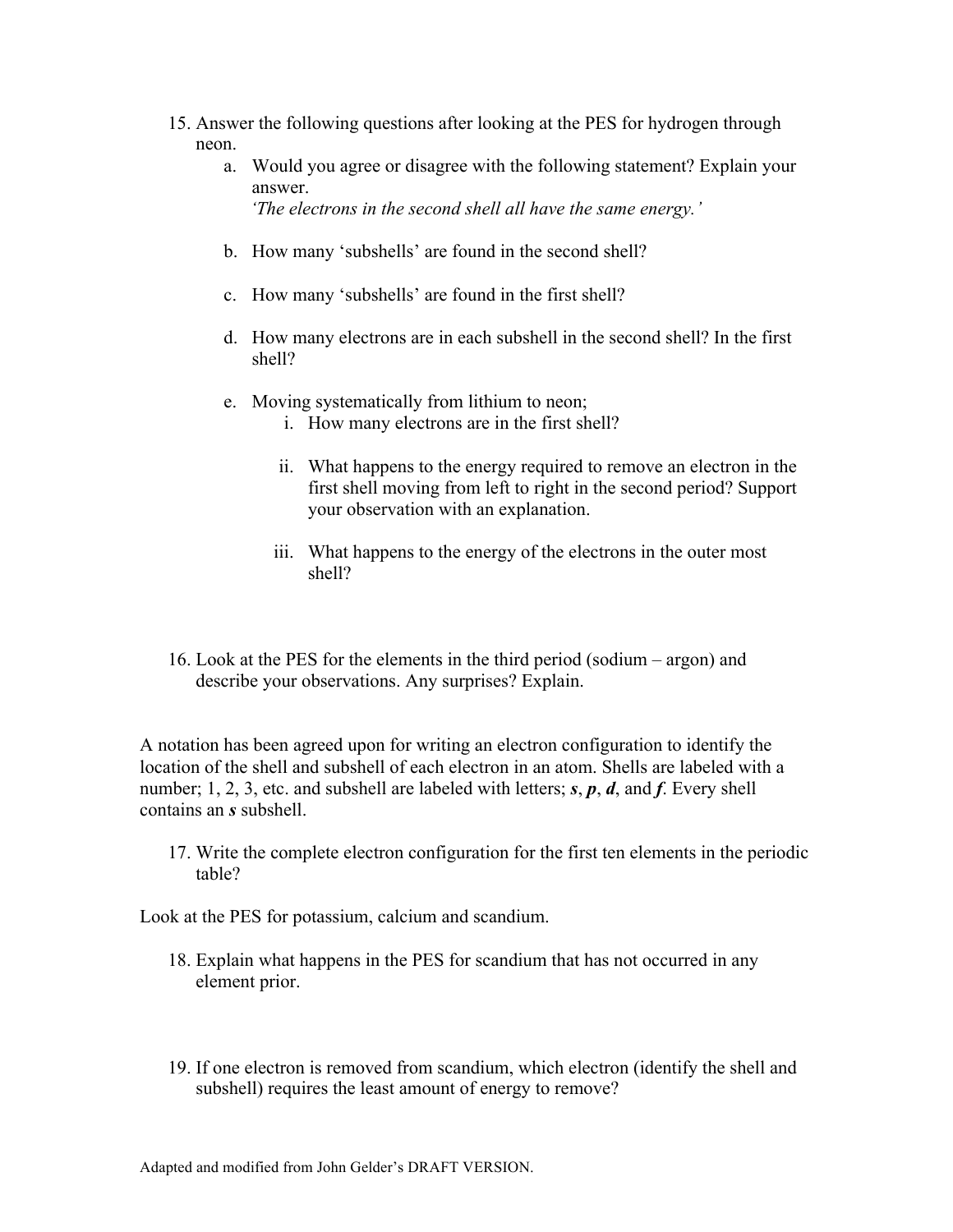15. Answer the following questions after looking at the PES for hydrogen through neon.
    a. Would you agree or disagree with the following statement? Explain your answer.
       *'The electrons in the second shell all have the same energy.'*

    b. How many 'subshells' are found in the second shell?

    c. How many 'subshells' are found in the first shell?

    d. How many electrons are in each subshell in the second shell? In the first shell?

    e. Moving systematically from lithium to neon;
       i. How many electrons are in the first shell?

       ii. What happens to the energy required to remove an electron in the first shell moving from left to right in the second period? Support your observation with an explanation.

       iii. What happens to the energy of the electrons in the outer most shell?

16. Look at the PES for the elements in the third period (sodium – argon) and describe your observations. Any surprises? Explain.

A notation has been agreed upon for writing an electron configuration to identify the location of the shell and subshell of each electron in an atom. Shells are labeled with a number; 1, 2, 3, etc. and subshell are labeled with letters; ***s***, ***p***, ***d***, and ***f***. Every shell contains an ***s*** subshell.

17. Write the complete electron configuration for the first ten elements in the periodic table?

Look at the PES for potassium, calcium and scandium.

18. Explain what happens in the PES for scandium that has not occurred in any element prior.

19. If one electron is removed from scandium, which electron (identify the shell and subshell) requires the least amount of energy to remove?

Adapted and modified from John Gelder's DRAFT VERSION.